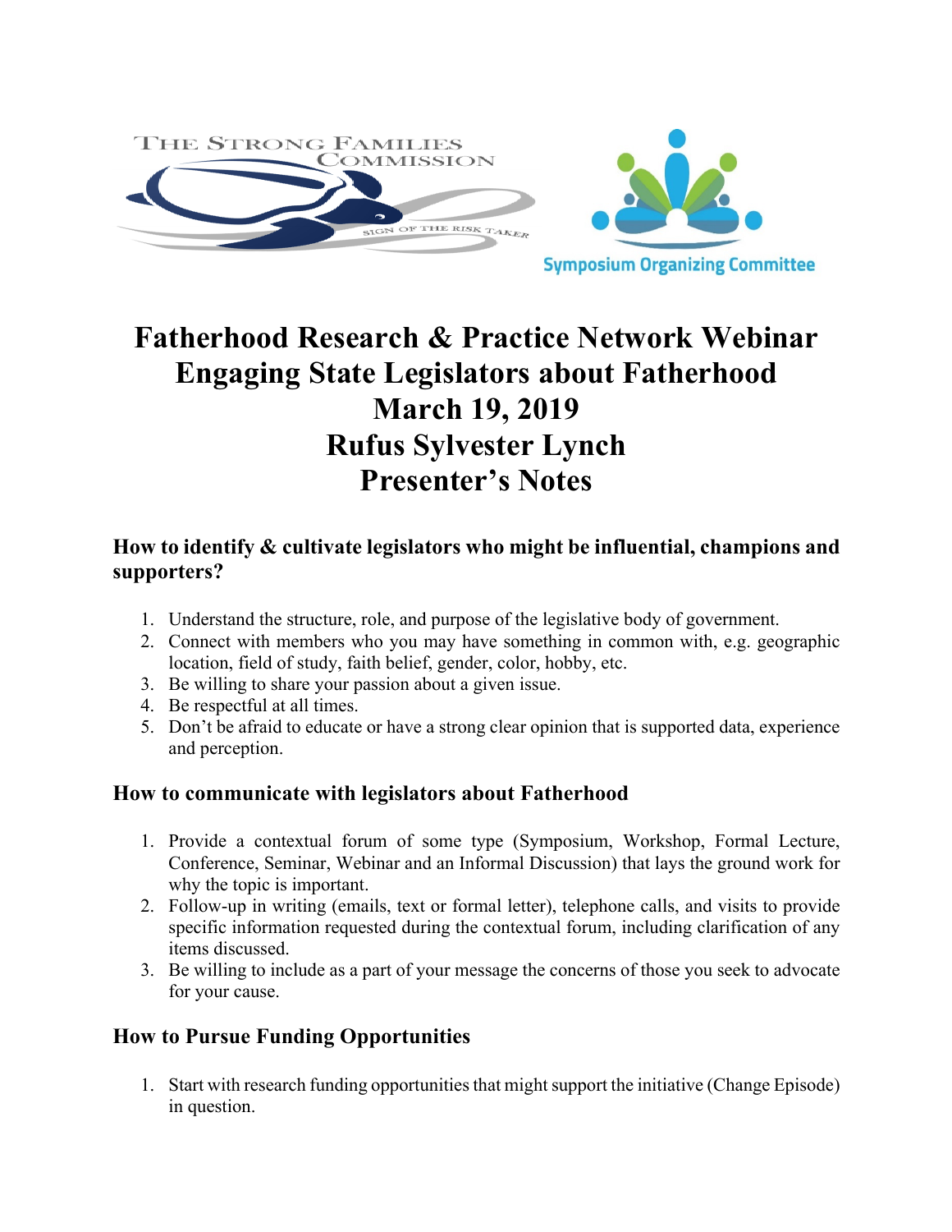THE STRONG FAMILIES COMMISSION

SIGN OF THE RISK TAKER

Symposium Organizing Committee

# Fatherhood Research & Practice Network Webinar
# Engaging State Legislators about Fatherhood
# March 19, 2019
# Rufus Sylvester Lynch
# Presenter's Notes

## How to identify & cultivate legislators who might be influential, champions and supporters?

1. Understand the structure, role, and purpose of the legislative body of government.
2. Connect with members who you may have something in common with, e.g. geographic location, field of study, faith belief, gender, color, hobby, etc.
3. Be willing to share your passion about a given issue.
4. Be respectful at all times.
5. Don't be afraid to educate or have a strong clear opinion that is supported data, experience and perception.

## How to communicate with legislators about Fatherhood

1. Provide a contextual forum of some type (Symposium, Workshop, Formal Lecture, Conference, Seminar, Webinar and an Informal Discussion) that lays the ground work for why the topic is important.
2. Follow-up in writing (emails, text or formal letter), telephone calls, and visits to provide specific information requested during the contextual forum, including clarification of any items discussed.
3. Be willing to include as a part of your message the concerns of those you seek to advocate for your cause.

## How to Pursue Funding Opportunities

1. Start with research funding opportunities that might support the initiative (Change Episode) in question.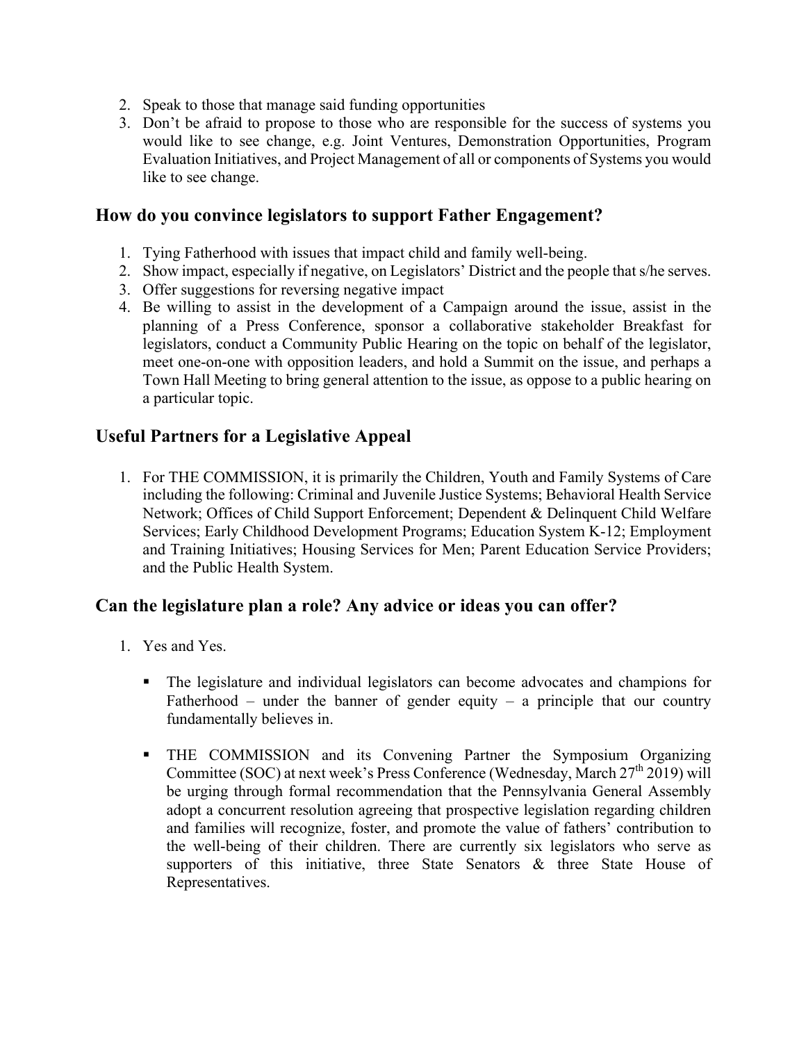2. Speak to those that manage said funding opportunities
3. Don't be afraid to propose to those who are responsible for the success of systems you would like to see change, e.g. Joint Ventures, Demonstration Opportunities, Program Evaluation Initiatives, and Project Management of all or components of Systems you would like to see change.

## How do you convince legislators to support Father Engagement?

1. Tying Fatherhood with issues that impact child and family well-being.
2. Show impact, especially if negative, on Legislators' District and the people that s/he serves.
3. Offer suggestions for reversing negative impact
4. Be willing to assist in the development of a Campaign around the issue, assist in the planning of a Press Conference, sponsor a collaborative stakeholder Breakfast for legislators, conduct a Community Public Hearing on the topic on behalf of the legislator, meet one-on-one with opposition leaders, and hold a Summit on the issue, and perhaps a Town Hall Meeting to bring general attention to the issue, as oppose to a public hearing on a particular topic.

## Useful Partners for a Legislative Appeal

1. For THE COMMISSION, it is primarily the Children, Youth and Family Systems of Care including the following: Criminal and Juvenile Justice Systems; Behavioral Health Service Network; Offices of Child Support Enforcement; Dependent & Delinquent Child Welfare Services; Early Childhood Development Programs; Education System K-12; Employment and Training Initiatives; Housing Services for Men; Parent Education Service Providers; and the Public Health System.

## Can the legislature plan a role? Any advice or ideas you can offer?

1. Yes and Yes.

   - The legislature and individual legislators can become advocates and champions for Fatherhood – under the banner of gender equity – a principle that our country fundamentally believes in.

   - THE COMMISSION and its Convening Partner the Symposium Organizing Committee (SOC) at next week's Press Conference (Wednesday, March 27th 2019) will be urging through formal recommendation that the Pennsylvania General Assembly adopt a concurrent resolution agreeing that prospective legislation regarding children and families will recognize, foster, and promote the value of fathers' contribution to the well-being of their children. There are currently six legislators who serve as supporters of this initiative, three State Senators & three State House of Representatives.